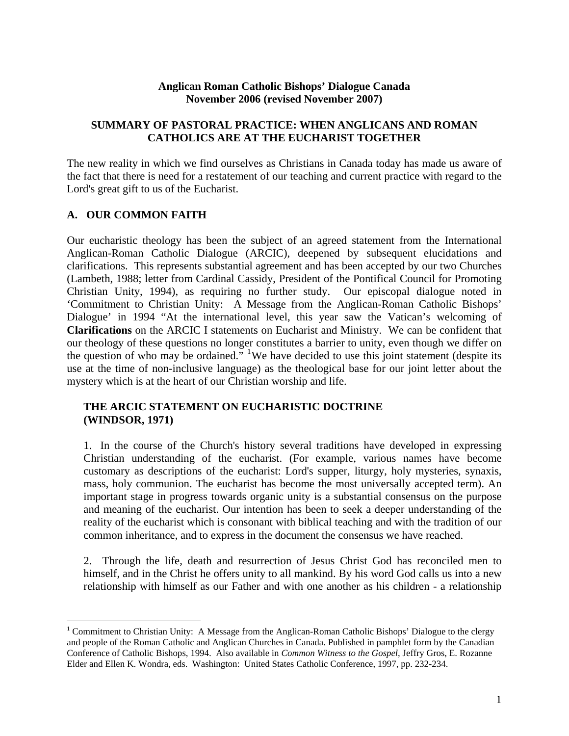**Anglican Roman Catholic Bishops' Dialogue Canada**
**November 2006 (revised November 2007)**

## SUMMARY OF PASTORAL PRACTICE: WHEN ANGLICANS AND ROMAN CATHOLICS ARE AT THE EUCHARIST TOGETHER

The new reality in which we find ourselves as Christians in Canada today has made us aware of the fact that there is need for a restatement of our teaching and current practice with regard to the Lord's great gift to us of the Eucharist.

## A. OUR COMMON FAITH

Our eucharistic theology has been the subject of an agreed statement from the International Anglican-Roman Catholic Dialogue (ARCIC), deepened by subsequent elucidations and clarifications. This represents substantial agreement and has been accepted by our two Churches (Lambeth, 1988; letter from Cardinal Cassidy, President of the Pontifical Council for Promoting Christian Unity, 1994), as requiring no further study. Our episcopal dialogue noted in 'Commitment to Christian Unity: A Message from the Anglican-Roman Catholic Bishops' Dialogue' in 1994 "At the international level, this year saw the Vatican's welcoming of **Clarifications** on the ARCIC I statements on Eucharist and Ministry. We can be confident that our theology of these questions no longer constitutes a barrier to unity, even though we differ on the question of who may be ordained." [1] We have decided to use this joint statement (despite its use at the time of non-inclusive language) as the theological base for our joint letter about the mystery which is at the heart of our Christian worship and life.

### THE ARCIC STATEMENT ON EUCHARISTIC DOCTRINE (WINDSOR, 1971)

1. In the course of the Church's history several traditions have developed in expressing Christian understanding of the eucharist. (For example, various names have become customary as descriptions of the eucharist: Lord's supper, liturgy, holy mysteries, synaxis, mass, holy communion. The eucharist has become the most universally accepted term). An important stage in progress towards organic unity is a substantial consensus on the purpose and meaning of the eucharist. Our intention has been to seek a deeper understanding of the reality of the eucharist which is consonant with biblical teaching and with the tradition of our common inheritance, and to express in the document the consensus we have reached.

2. Through the life, death and resurrection of Jesus Christ God has reconciled men to himself, and in the Christ he offers unity to all mankind. By his word God calls us into a new relationship with himself as our Father and with one another as his children - a relationship

[1] Commitment to Christian Unity: A Message from the Anglican-Roman Catholic Bishops' Dialogue to the clergy and people of the Roman Catholic and Anglican Churches in Canada. Published in pamphlet form by the Canadian Conference of Catholic Bishops, 1994. Also available in *Common Witness to the Gospel*, Jeffry Gros, E. Rozanne Elder and Ellen K. Wondra, eds. Washington: United States Catholic Conference, 1997, pp. 232-234.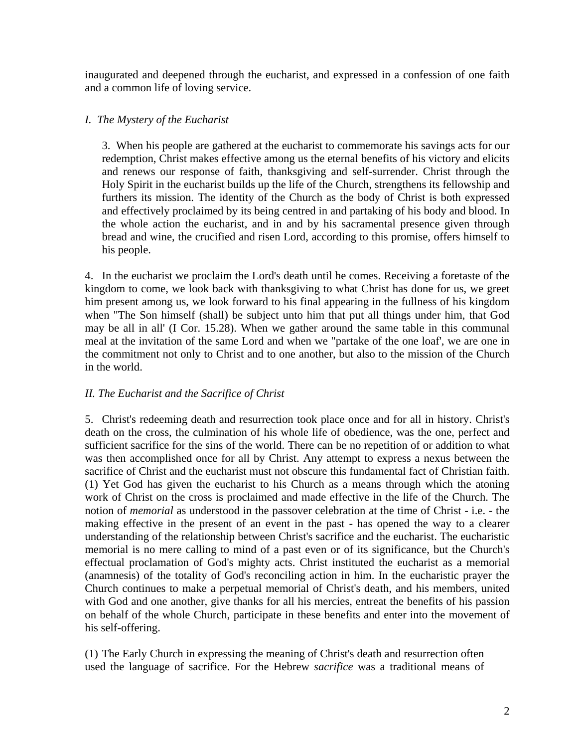inaugurated and deepened through the eucharist, and expressed in a confession of one faith and a common life of loving service.

## *I. The Mystery of the Eucharist*

> 3. When his people are gathered at the eucharist to commemorate his savings acts for our redemption, Christ makes effective among us the eternal benefits of his victory and elicits and renews our response of faith, thanksgiving and self-surrender. Christ through the Holy Spirit in the eucharist builds up the life of the Church, strengthens its fellowship and furthers its mission. The identity of the Church as the body of Christ is both expressed and effectively proclaimed by its being centred in and partaking of his body and blood. In the whole action the eucharist, and in and by his sacramental presence given through bread and wine, the crucified and risen Lord, according to this promise, offers himself to his people.

4. In the eucharist we proclaim the Lord's death until he comes. Receiving a foretaste of the kingdom to come, we look back with thanksgiving to what Christ has done for us, we greet him present among us, we look forward to his final appearing in the fullness of his kingdom when "The Son himself (shall) be subject unto him that put all things under him, that God may be all in all' (I Cor. 15.28). When we gather around the same table in this communal meal at the invitation of the same Lord and when we "partake of the one loaf', we are one in the commitment not only to Christ and to one another, but also to the mission of the Church in the world.

## *II. The Eucharist and the Sacrifice of Christ*

5. Christ's redeeming death and resurrection took place once and for all in history. Christ's death on the cross, the culmination of his whole life of obedience, was the one, perfect and sufficient sacrifice for the sins of the world. There can be no repetition of or addition to what was then accomplished once for all by Christ. Any attempt to express a nexus between the sacrifice of Christ and the eucharist must not obscure this fundamental fact of Christian faith. (1) Yet God has given the eucharist to his Church as a means through which the atoning work of Christ on the cross is proclaimed and made effective in the life of the Church. The notion of *memorial* as understood in the passover celebration at the time of Christ - i.e. - the making effective in the present of an event in the past - has opened the way to a clearer understanding of the relationship between Christ's sacrifice and the eucharist. The eucharistic memorial is no mere calling to mind of a past even or of its significance, but the Church's effectual proclamation of God's mighty acts. Christ instituted the eucharist as a memorial (anamnesis) of the totality of God's reconciling action in him. In the eucharistic prayer the Church continues to make a perpetual memorial of Christ's death, and his members, united with God and one another, give thanks for all his mercies, entreat the benefits of his passion on behalf of the whole Church, participate in these benefits and enter into the movement of his self-offering.

(1) The Early Church in expressing the meaning of Christ's death and resurrection often used the language of sacrifice. For the Hebrew *sacrifice* was a traditional means of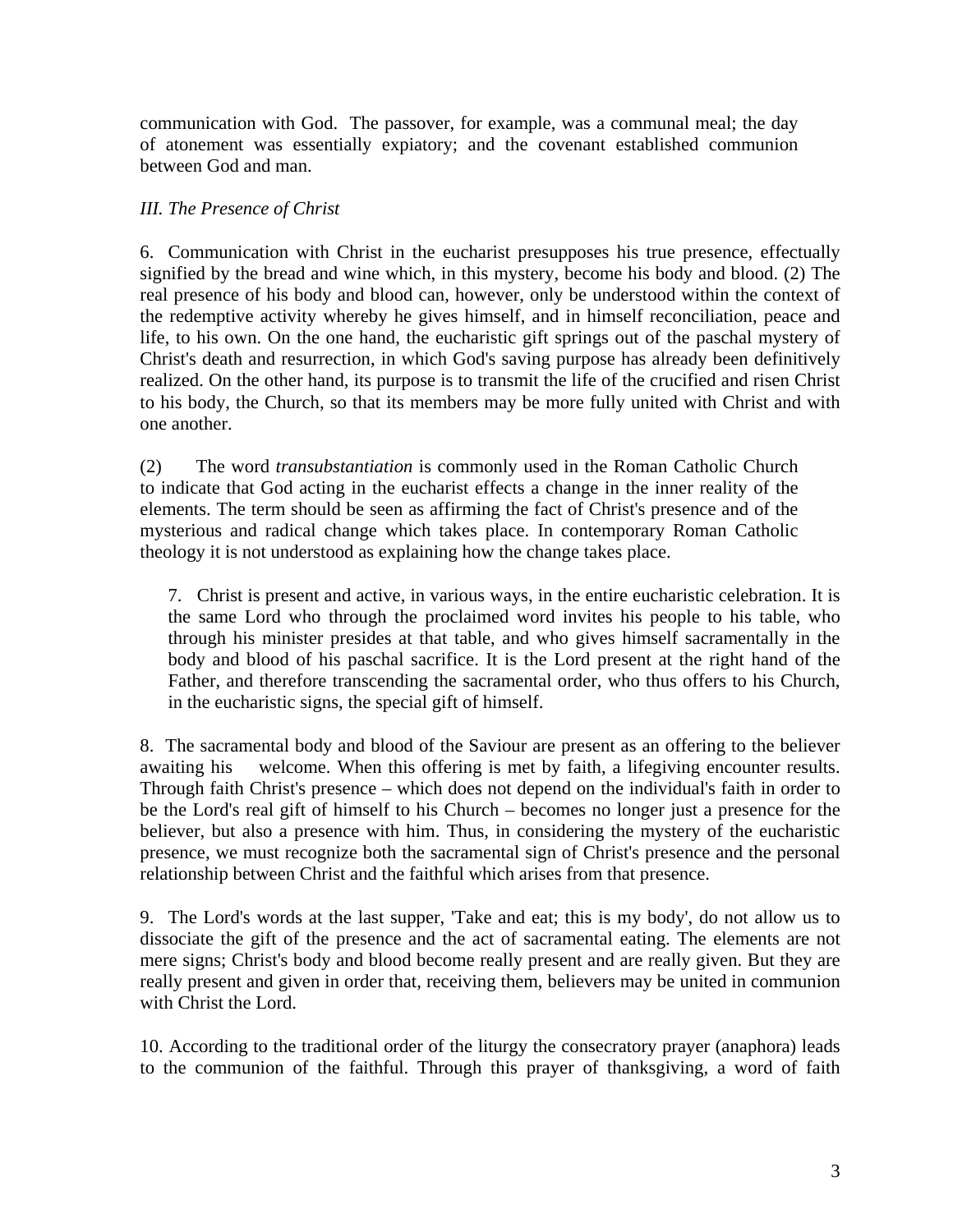communication with God. The passover, for example, was a communal meal; the day of atonement was essentially expiatory; and the covenant established communion between God and man.

*III. The Presence of Christ*

6. Communication with Christ in the eucharist presupposes his true presence, effectually signified by the bread and wine which, in this mystery, become his body and blood. (2) The real presence of his body and blood can, however, only be understood within the context of the redemptive activity whereby he gives himself, and in himself reconciliation, peace and life, to his own. On the one hand, the eucharistic gift springs out of the paschal mystery of Christ's death and resurrection, in which God's saving purpose has already been definitively realized. On the other hand, its purpose is to transmit the life of the crucified and risen Christ to his body, the Church, so that its members may be more fully united with Christ and with one another.

(2) The word *transubstantiation* is commonly used in the Roman Catholic Church to indicate that God acting in the eucharist effects a change in the inner reality of the elements. The term should be seen as affirming the fact of Christ's presence and of the mysterious and radical change which takes place. In contemporary Roman Catholic theology it is not understood as explaining how the change takes place.

7. Christ is present and active, in various ways, in the entire eucharistic celebration. It is the same Lord who through the proclaimed word invites his people to his table, who through his minister presides at that table, and who gives himself sacramentally in the body and blood of his paschal sacrifice. It is the Lord present at the right hand of the Father, and therefore transcending the sacramental order, who thus offers to his Church, in the eucharistic signs, the special gift of himself.

8. The sacramental body and blood of the Saviour are present as an offering to the believer awaiting his welcome. When this offering is met by faith, a lifegiving encounter results. Through faith Christ's presence – which does not depend on the individual's faith in order to be the Lord's real gift of himself to his Church – becomes no longer just a presence for the believer, but also a presence with him. Thus, in considering the mystery of the eucharistic presence, we must recognize both the sacramental sign of Christ's presence and the personal relationship between Christ and the faithful which arises from that presence.

9. The Lord's words at the last supper, 'Take and eat; this is my body', do not allow us to dissociate the gift of the presence and the act of sacramental eating. The elements are not mere signs; Christ's body and blood become really present and are really given. But they are really present and given in order that, receiving them, believers may be united in communion with Christ the Lord.

10. According to the traditional order of the liturgy the consecratory prayer (anaphora) leads to the communion of the faithful. Through this prayer of thanksgiving, a word of faith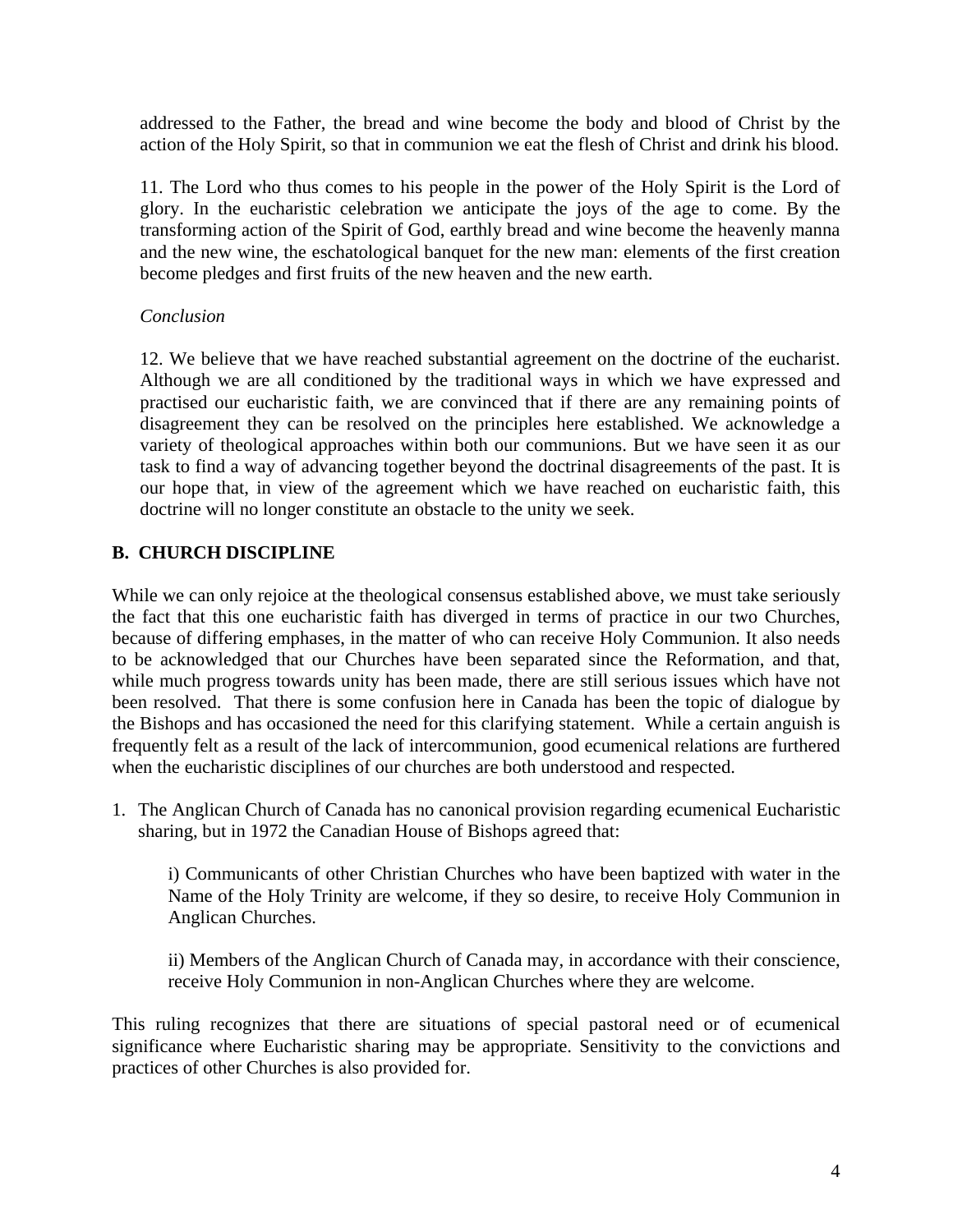addressed to the Father, the bread and wine become the body and blood of Christ by the action of the Holy Spirit, so that in communion we eat the flesh of Christ and drink his blood.

11. The Lord who thus comes to his people in the power of the Holy Spirit is the Lord of glory. In the eucharistic celebration we anticipate the joys of the age to come. By the transforming action of the Spirit of God, earthly bread and wine become the heavenly manna and the new wine, the eschatological banquet for the new man: elements of the first creation become pledges and first fruits of the new heaven and the new earth.

*Conclusion*

12. We believe that we have reached substantial agreement on the doctrine of the eucharist. Although we are all conditioned by the traditional ways in which we have expressed and practised our eucharistic faith, we are convinced that if there are any remaining points of disagreement they can be resolved on the principles here established. We acknowledge a variety of theological approaches within both our communions. But we have seen it as our task to find a way of advancing together beyond the doctrinal disagreements of the past. It is our hope that, in view of the agreement which we have reached on eucharistic faith, this doctrine will no longer constitute an obstacle to the unity we seek.

## B. CHURCH DISCIPLINE

While we can only rejoice at the theological consensus established above, we must take seriously the fact that this one eucharistic faith has diverged in terms of practice in our two Churches, because of differing emphases, in the matter of who can receive Holy Communion. It also needs to be acknowledged that our Churches have been separated since the Reformation, and that, while much progress towards unity has been made, there are still serious issues which have not been resolved. That there is some confusion here in Canada has been the topic of dialogue by the Bishops and has occasioned the need for this clarifying statement. While a certain anguish is frequently felt as a result of the lack of intercommunion, good ecumenical relations are furthered when the eucharistic disciplines of our churches are both understood and respected.

1. The Anglican Church of Canada has no canonical provision regarding ecumenical Eucharistic sharing, but in 1972 the Canadian House of Bishops agreed that:

   i) Communicants of other Christian Churches who have been baptized with water in the Name of the Holy Trinity are welcome, if they so desire, to receive Holy Communion in Anglican Churches.

   ii) Members of the Anglican Church of Canada may, in accordance with their conscience, receive Holy Communion in non-Anglican Churches where they are welcome.

This ruling recognizes that there are situations of special pastoral need or of ecumenical significance where Eucharistic sharing may be appropriate. Sensitivity to the convictions and practices of other Churches is also provided for.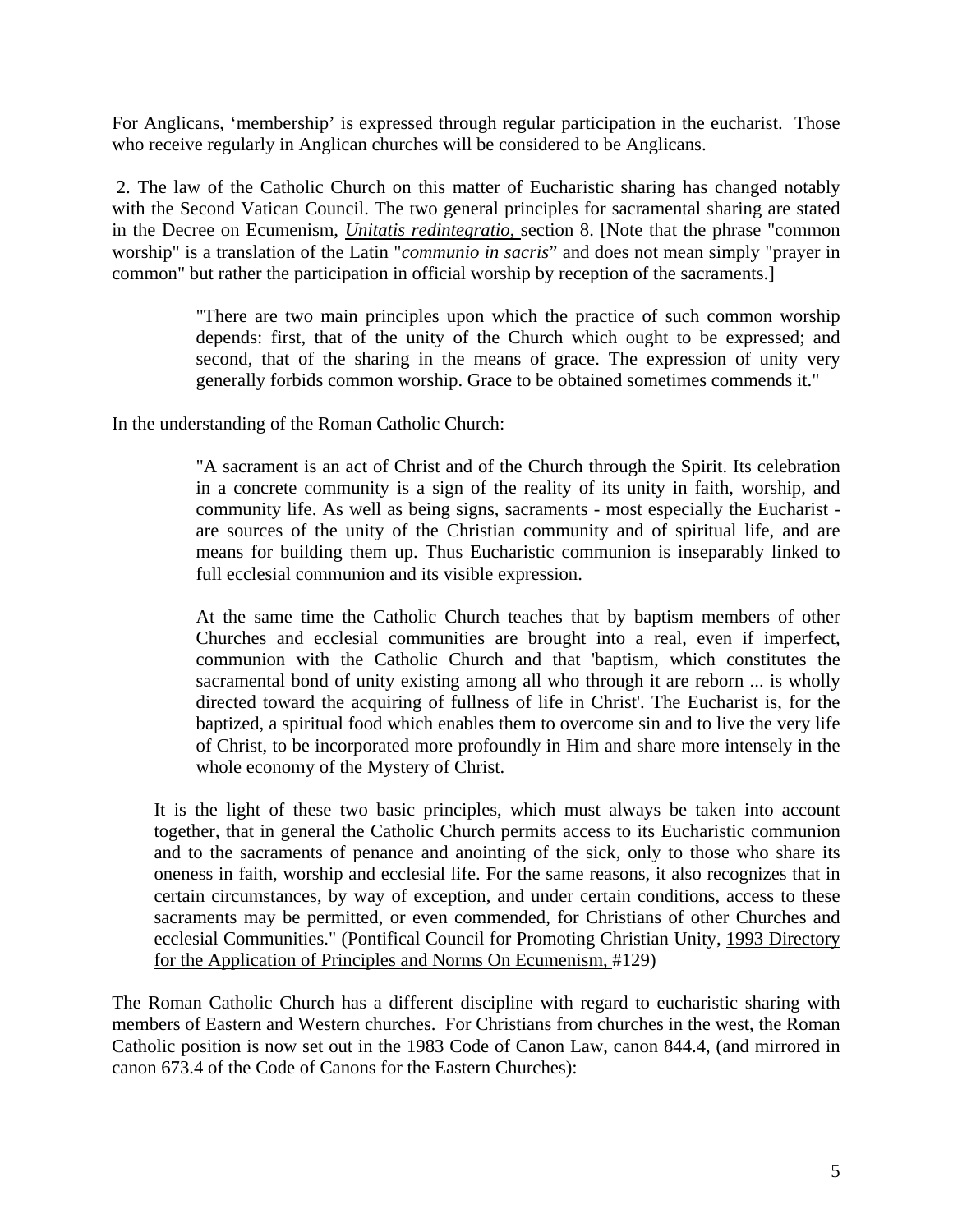For Anglicans, 'membership' is expressed through regular participation in the eucharist. Those who receive regularly in Anglican churches will be considered to be Anglicans.

2. The law of the Catholic Church on this matter of Eucharistic sharing has changed notably with the Second Vatican Council. The two general principles for sacramental sharing are stated in the Decree on Ecumenism, *Unitatis redintegratio,* section 8. [Note that the phrase "common worship" is a translation of the Latin "*communio in sacris*" and does not mean simply "prayer in common" but rather the participation in official worship by reception of the sacraments.]

> "There are two main principles upon which the practice of such common worship depends: first, that of the unity of the Church which ought to be expressed; and second, that of the sharing in the means of grace. The expression of unity very generally forbids common worship. Grace to be obtained sometimes commends it."

In the understanding of the Roman Catholic Church:

> "A sacrament is an act of Christ and of the Church through the Spirit. Its celebration in a concrete community is a sign of the reality of its unity in faith, worship, and community life. As well as being signs, sacraments - most especially the Eucharist - are sources of the unity of the Christian community and of spiritual life, and are means for building them up. Thus Eucharistic communion is inseparably linked to full ecclesial communion and its visible expression.
>
> At the same time the Catholic Church teaches that by baptism members of other Churches and ecclesial communities are brought into a real, even if imperfect, communion with the Catholic Church and that 'baptism, which constitutes the sacramental bond of unity existing among all who through it are reborn ... is wholly directed toward the acquiring of fullness of life in Christ'. The Eucharist is, for the baptized, a spiritual food which enables them to overcome sin and to live the very life of Christ, to be incorporated more profoundly in Him and share more intensely in the whole economy of the Mystery of Christ.
>
> It is the light of these two basic principles, which must always be taken into account together, that in general the Catholic Church permits access to its Eucharistic communion and to the sacraments of penance and anointing of the sick, only to those who share its oneness in faith, worship and ecclesial life. For the same reasons, it also recognizes that in certain circumstances, by way of exception, and under certain conditions, access to these sacraments may be permitted, or even commended, for Christians of other Churches and ecclesial Communities." (Pontifical Council for Promoting Christian Unity, 1993 Directory for the Application of Principles and Norms On Ecumenism, #129)

The Roman Catholic Church has a different discipline with regard to eucharistic sharing with members of Eastern and Western churches. For Christians from churches in the west, the Roman Catholic position is now set out in the 1983 Code of Canon Law, canon 844.4, (and mirrored in canon 673.4 of the Code of Canons for the Eastern Churches):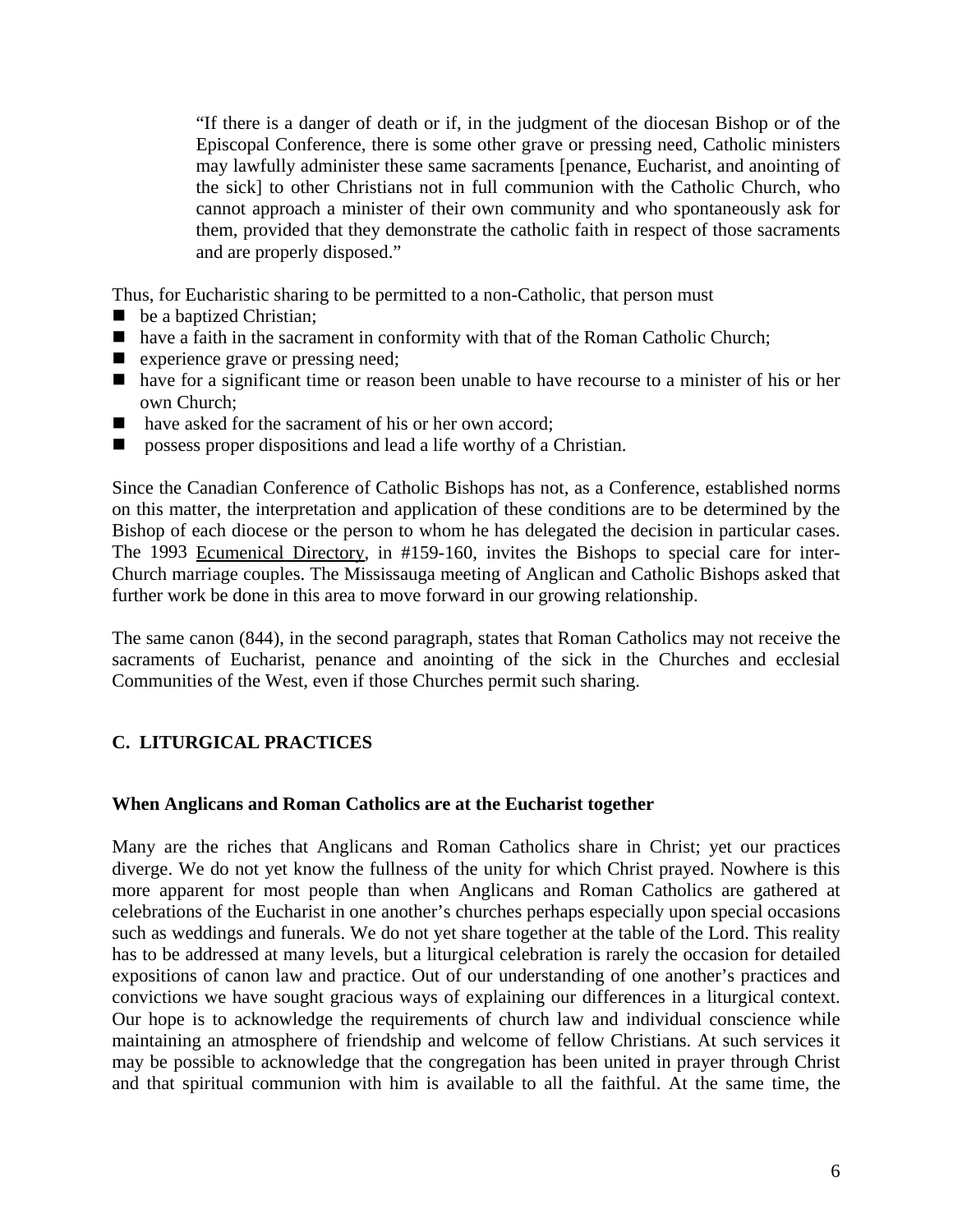> "If there is a danger of death or if, in the judgment of the diocesan Bishop or of the Episcopal Conference, there is some other grave or pressing need, Catholic ministers may lawfully administer these same sacraments [penance, Eucharist, and anointing of the sick] to other Christians not in full communion with the Catholic Church, who cannot approach a minister of their own community and who spontaneously ask for them, provided that they demonstrate the catholic faith in respect of those sacraments and are properly disposed."

Thus, for Eucharistic sharing to be permitted to a non-Catholic, that person must

- be a baptized Christian;
- have a faith in the sacrament in conformity with that of the Roman Catholic Church;
- experience grave or pressing need;
- have for a significant time or reason been unable to have recourse to a minister of his or her own Church;
- have asked for the sacrament of his or her own accord;
- possess proper dispositions and lead a life worthy of a Christian.

Since the Canadian Conference of Catholic Bishops has not, as a Conference, established norms on this matter, the interpretation and application of these conditions are to be determined by the Bishop of each diocese or the person to whom he has delegated the decision in particular cases. The 1993 Ecumenical Directory, in #159-160, invites the Bishops to special care for inter-Church marriage couples. The Mississauga meeting of Anglican and Catholic Bishops asked that further work be done in this area to move forward in our growing relationship.

The same canon (844), in the second paragraph, states that Roman Catholics may not receive the sacraments of Eucharist, penance and anointing of the sick in the Churches and ecclesial Communities of the West, even if those Churches permit such sharing.

## C. LITURGICAL PRACTICES

### When Anglicans and Roman Catholics are at the Eucharist together

Many are the riches that Anglicans and Roman Catholics share in Christ; yet our practices diverge. We do not yet know the fullness of the unity for which Christ prayed. Nowhere is this more apparent for most people than when Anglicans and Roman Catholics are gathered at celebrations of the Eucharist in one another's churches perhaps especially upon special occasions such as weddings and funerals. We do not yet share together at the table of the Lord. This reality has to be addressed at many levels, but a liturgical celebration is rarely the occasion for detailed expositions of canon law and practice. Out of our understanding of one another's practices and convictions we have sought gracious ways of explaining our differences in a liturgical context. Our hope is to acknowledge the requirements of church law and individual conscience while maintaining an atmosphere of friendship and welcome of fellow Christians. At such services it may be possible to acknowledge that the congregation has been united in prayer through Christ and that spiritual communion with him is available to all the faithful. At the same time, the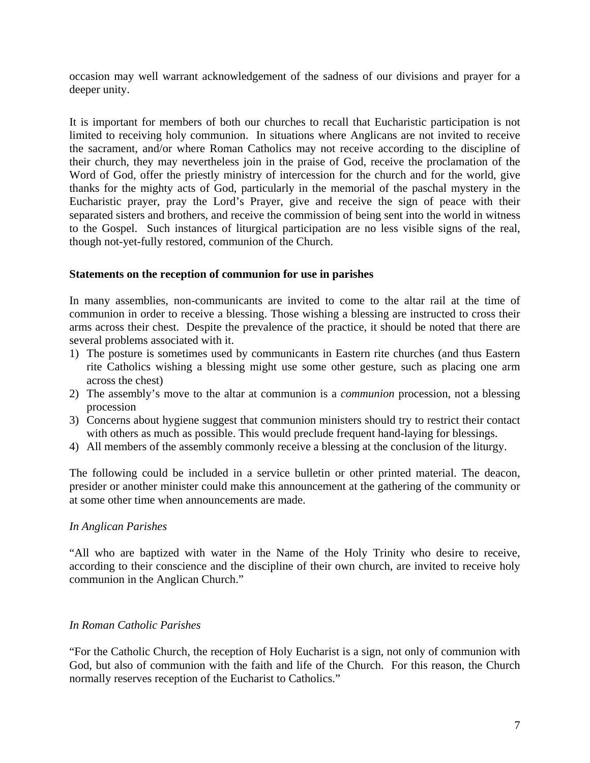occasion may well warrant acknowledgement of the sadness of our divisions and prayer for a deeper unity.

It is important for members of both our churches to recall that Eucharistic participation is not limited to receiving holy communion. In situations where Anglicans are not invited to receive the sacrament, and/or where Roman Catholics may not receive according to the discipline of their church, they may nevertheless join in the praise of God, receive the proclamation of the Word of God, offer the priestly ministry of intercession for the church and for the world, give thanks for the mighty acts of God, particularly in the memorial of the paschal mystery in the Eucharistic prayer, pray the Lord's Prayer, give and receive the sign of peace with their separated sisters and brothers, and receive the commission of being sent into the world in witness to the Gospel. Such instances of liturgical participation are no less visible signs of the real, though not-yet-fully restored, communion of the Church.

**Statements on the reception of communion for use in parishes**

In many assemblies, non-communicants are invited to come to the altar rail at the time of communion in order to receive a blessing. Those wishing a blessing are instructed to cross their arms across their chest. Despite the prevalence of the practice, it should be noted that there are several problems associated with it.

1) The posture is sometimes used by communicants in Eastern rite churches (and thus Eastern rite Catholics wishing a blessing might use some other gesture, such as placing one arm across the chest)
2) The assembly's move to the altar at communion is a *communion* procession, not a blessing procession
3) Concerns about hygiene suggest that communion ministers should try to restrict their contact with others as much as possible. This would preclude frequent hand-laying for blessings.
4) All members of the assembly commonly receive a blessing at the conclusion of the liturgy.

The following could be included in a service bulletin or other printed material. The deacon, presider or another minister could make this announcement at the gathering of the community or at some other time when announcements are made.

*In Anglican Parishes*

"All who are baptized with water in the Name of the Holy Trinity who desire to receive, according to their conscience and the discipline of their own church, are invited to receive holy communion in the Anglican Church."

*In Roman Catholic Parishes*

"For the Catholic Church, the reception of Holy Eucharist is a sign, not only of communion with God, but also of communion with the faith and life of the Church. For this reason, the Church normally reserves reception of the Eucharist to Catholics."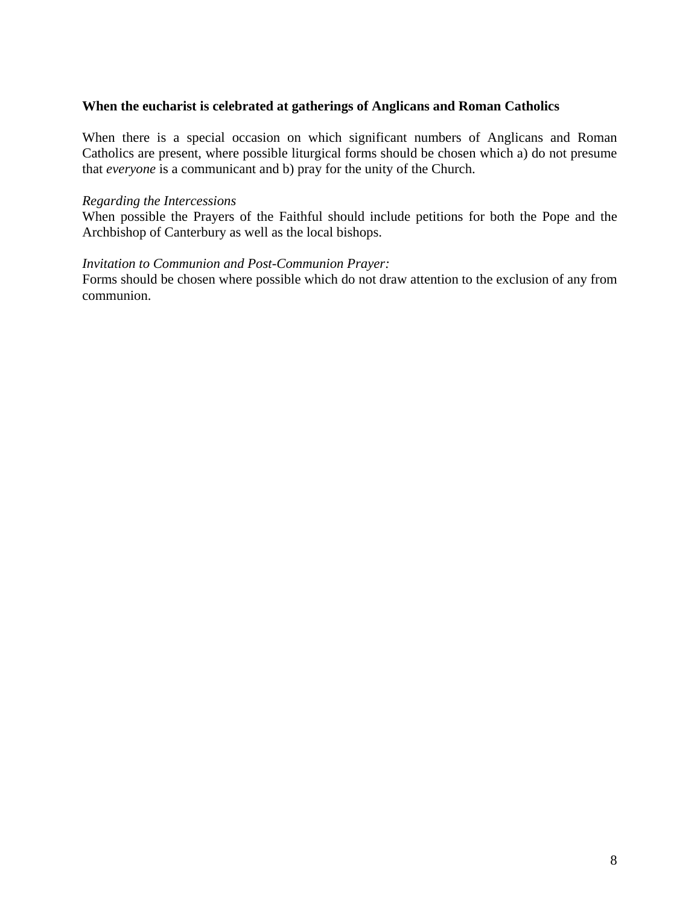**When the eucharist is celebrated at gatherings of Anglicans and Roman Catholics**

When there is a special occasion on which significant numbers of Anglicans and Roman Catholics are present, where possible liturgical forms should be chosen which a) do not presume that *everyone* is a communicant and b) pray for the unity of the Church.

*Regarding the Intercessions*
When possible the Prayers of the Faithful should include petitions for both the Pope and the Archbishop of Canterbury as well as the local bishops.

*Invitation to Communion and Post-Communion Prayer:*
Forms should be chosen where possible which do not draw attention to the exclusion of any from communion.